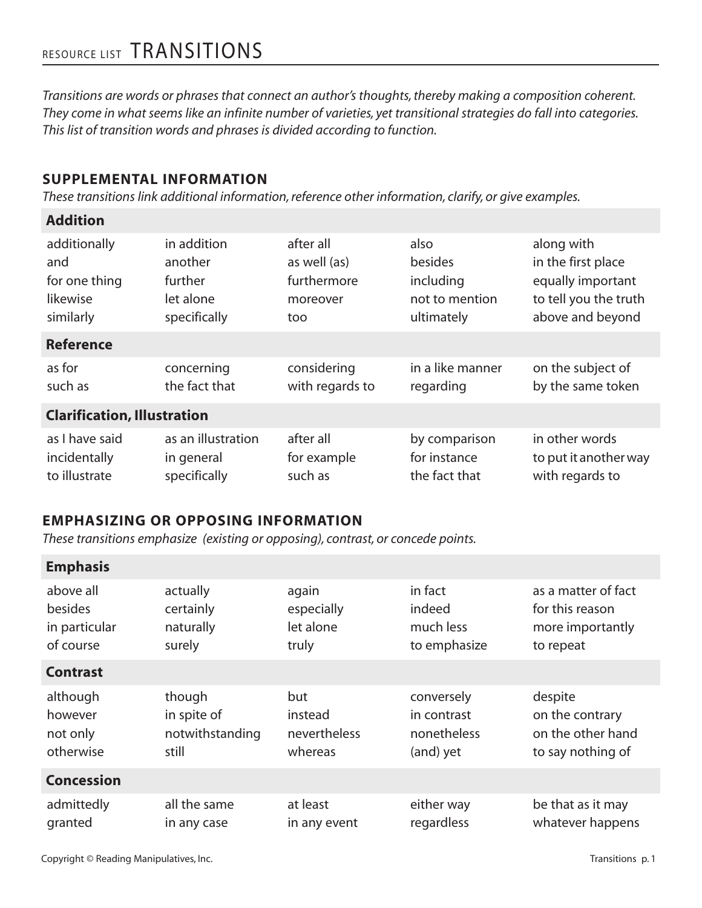# RESOURCE LIST TRANSITIONS

*Transitions are words or phrases that connect an author's thoughts, thereby making a composition coherent. They come in what seems like an infinite number of varieties, yet transitional strategies do fall into categories. This list of transition words and phrases is divided according to function.*

## SUPPLEMENTAL INFORMATION

*These transitions link additional information, reference other information, clarify, or give examples.*

### Addition

| | | | | |
|---|---|---|---|---|
| additionally | in addition | after all | also | along with |
| and | another | as well (as) | besides | in the first place |
| for one thing | further | furthermore | including | equally important |
| likewise | let alone | moreover | not to mention | to tell you the truth |
| similarly | specifically | too | ultimately | above and beyond |

### Reference

| | | | | |
|---|---|---|---|---|
| as for | concerning | considering | in a like manner | on the subject of |
| such as | the fact that | with regards to | regarding | by the same token |

### Clarification, Illustration

| | | | | |
|---|---|---|---|---|
| as I have said | as an illustration | after all | by comparison | in other words |
| incidentally | in general | for example | for instance | to put it another way |
| to illustrate | specifically | such as | the fact that | with regards to |

## EMPHASIZING OR OPPOSING INFORMATION

*These transitions emphasize (existing or opposing), contrast, or concede points.*

### Emphasis

| | | | | |
|---|---|---|---|---|
| above all | actually | again | in fact | as a matter of fact |
| besides | certainly | especially | indeed | for this reason |
| in particular | naturally | let alone | much less | more importantly |
| of course | surely | truly | to emphasize | to repeat |

### Contrast

| | | | | |
|---|---|---|---|---|
| although | though | but | conversely | despite |
| however | in spite of | instead | in contrast | on the contrary |
| not only | notwithstanding | nevertheless | nonetheless | on the other hand |
| otherwise | still | whereas | (and) yet | to say nothing of |

### Concession

| | | | | |
|---|---|---|---|---|
| admittedly | all the same | at least | either way | be that as it may |
| granted | in any case | in any event | regardless | whatever happens |

Copyright © Reading Manipulatives, Inc.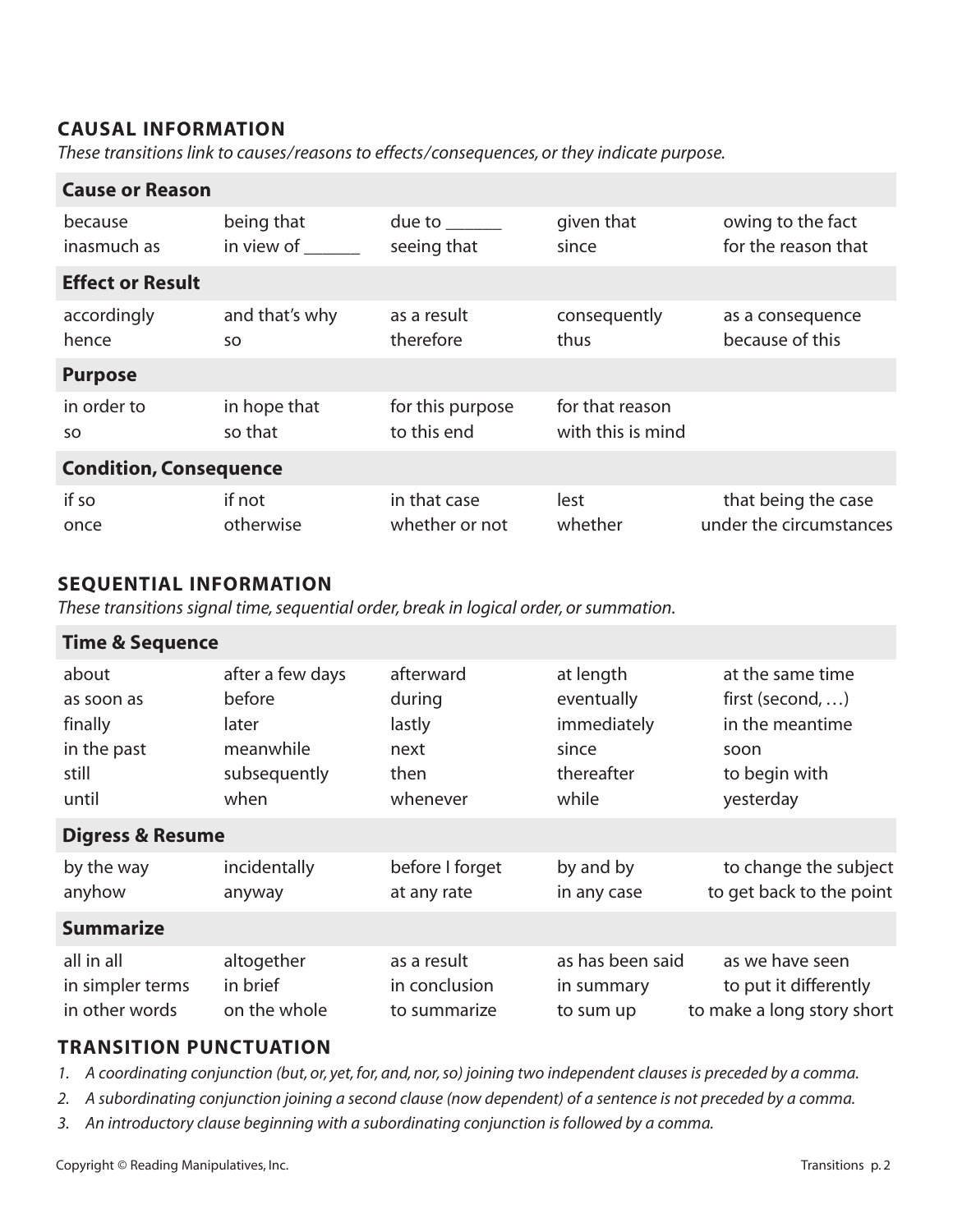## CAUSAL INFORMATION

*These transitions link to causes/reasons to effects/consequences, or they indicate purpose.*

| | | | | |
|---|---|---|---|---|
| **Cause or Reason** | | | | |
| because | being that | due to ______ | given that | owing to the fact |
| inasmuch as | in view of ______ | seeing that | since | for the reason that |
| **Effect or Result** | | | | |
| accordingly | and that's why | as a result | consequently | as a consequence |
| hence | so | therefore | thus | because of this |
| **Purpose** | | | | |
| in order to | in hope that | for this purpose | for that reason | |
| so | so that | to this end | with this is mind | |
| **Condition, Consequence** | | | | |
| if so | if not | in that case | lest | that being the case |
| once | otherwise | whether or not | whether | under the circumstances |

## SEQUENTIAL INFORMATION

*These transitions signal time, sequential order, break in logical order, or summation.*

| | | | | |
|---|---|---|---|---|
| **Time & Sequence** | | | | |
| about | after a few days | afterward | at length | at the same time |
| as soon as | before | during | eventually | first (second, …) |
| finally | later | lastly | immediately | in the meantime |
| in the past | meanwhile | next | since | soon |
| still | subsequently | then | thereafter | to begin with |
| until | when | whenever | while | yesterday |
| **Digress & Resume** | | | | |
| by the way | incidentally | before I forget | by and by | to change the subject |
| anyhow | anyway | at any rate | in any case | to get back to the point |
| **Summarize** | | | | |
| all in all | altogether | as a result | as has been said | as we have seen |
| in simpler terms | in brief | in conclusion | in summary | to put it differently |
| in other words | on the whole | to summarize | to sum up | to make a long story short |

## TRANSITION PUNCTUATION

1. *A coordinating conjunction (but, or, yet, for, and, nor, so) joining two independent clauses is preceded by a comma.*
2. *A subordinating conjunction joining a second clause (now dependent) of a sentence is not preceded by a comma.*
3. *An introductory clause beginning with a subordinating conjunction is followed by a comma.*

Copyright © Reading Manipulatives, Inc.